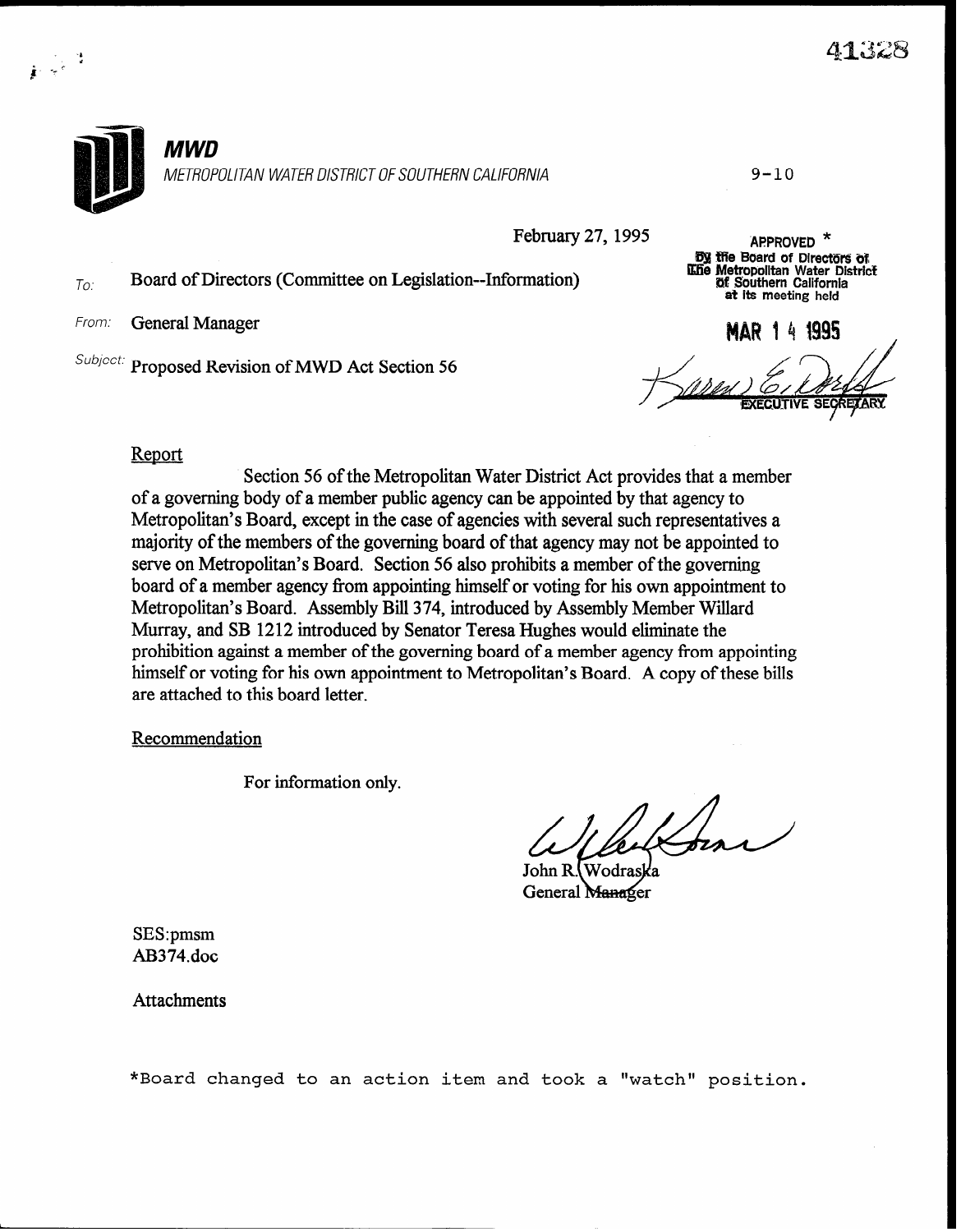41328

**MWD**

*METROPOLITAN WATER DISTRICT OF SOUTHERN CALIFORNIA*

9-10

February 27, 1995

APPROVED *
By the Board of Directors of
The Metropolitan Water District
of Southern California
at its meeting held

MAR 14 1995

EXECUTIVE SECRETARY

To: Board of Directors (Committee on Legislation--Information)

From: General Manager

Subject: Proposed Revision of MWD Act Section 56

## Report

Section 56 of the Metropolitan Water District Act provides that a member of a governing body of a member public agency can be appointed by that agency to Metropolitan's Board, except in the case of agencies with several such representatives a majority of the members of the governing board of that agency may not be appointed to serve on Metropolitan's Board. Section 56 also prohibits a member of the governing board of a member agency from appointing himself or voting for his own appointment to Metropolitan's Board. Assembly Bill 374, introduced by Assembly Member Willard Murray, and SB 1212 introduced by Senator Teresa Hughes would eliminate the prohibition against a member of the governing board of a member agency from appointing himself or voting for his own appointment to Metropolitan's Board. A copy of these bills are attached to this board letter.

## Recommendation

For information only.

John R. Wodraska
General Manager

SES:pmsm
AB374.doc

Attachments

*Board changed to an action item and took a "watch" position.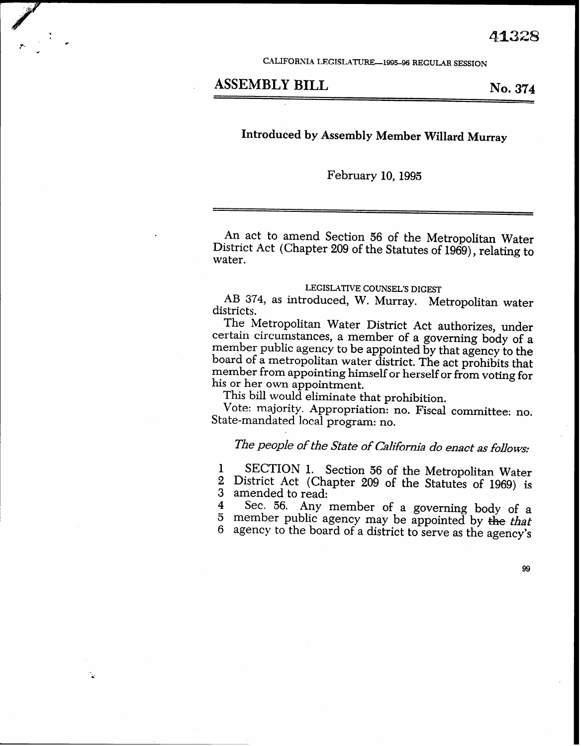41328

CALIFORNIA LEGISLATURE—1995–96 REGULAR SESSION

# ASSEMBLY BILL No. 374

**Introduced by Assembly Member Willard Murray**

February 10, 1995

An act to amend Section 56 of the Metropolitan Water District Act (Chapter 209 of the Statutes of 1969), relating to water.

LEGISLATIVE COUNSEL'S DIGEST

AB 374, as introduced, W. Murray. Metropolitan water districts.

The Metropolitan Water District Act authorizes, under certain circumstances, a member of a governing body of a member public agency to be appointed by that agency to the board of a metropolitan water district. The act prohibits that member from appointing himself or herself or from voting for his or her own appointment.

This bill would eliminate that prohibition.

Vote: majority. Appropriation: no. Fiscal committee: no. State-mandated local program: no.

*The people of the State of California do enact as follows:*

1 SECTION 1. Section 56 of the Metropolitan Water
2 District Act (Chapter 209 of the Statutes of 1969) is
3 amended to read:
4 Sec. 56. Any member of a governing body of a
5 member public agency may be appointed by ~~the~~ *that*
6 agency to the board of a district to serve as the agency's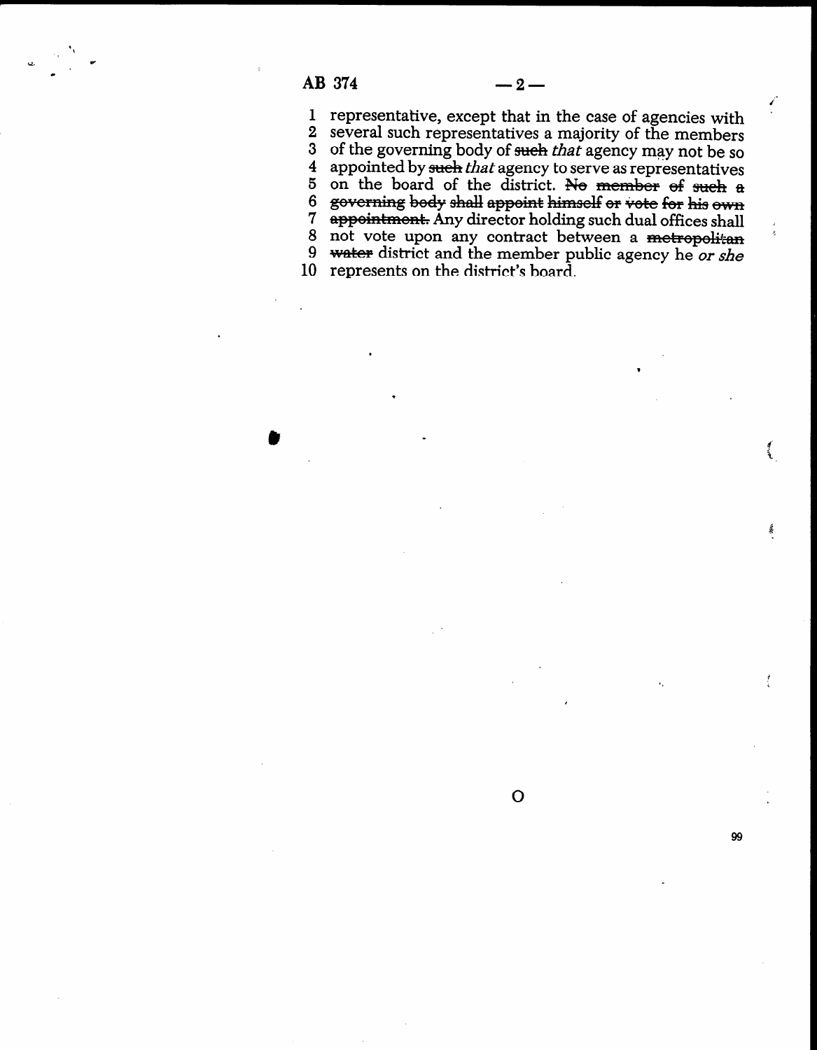1 representative, except that in the case of agencies with
2 several such representatives a majority of the members
3 of the governing body of ~~such~~ *that* agency may not be so
4 appointed by ~~such~~ *that* agency to serve as representatives
5 on the board of the district. ~~No member of such a~~
6 ~~governing body shall appoint himself or vote for his own~~
7 ~~appointment.~~ Any director holding such dual offices shall
8 not vote upon any contract between a ~~metropolitan~~
9 ~~water~~ district and the member public agency he *or she*
10 represents on the district's board.

O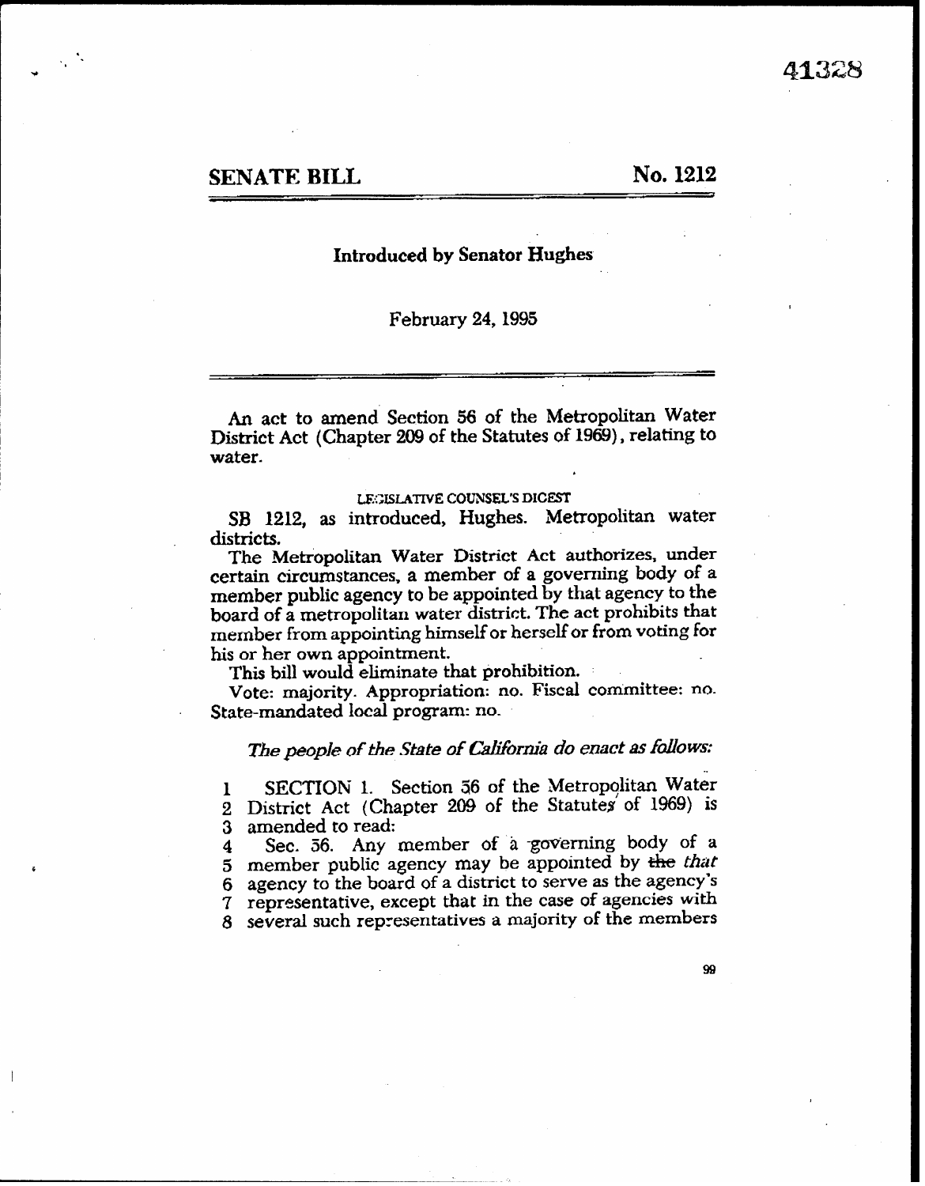41328

## SENATE BILL No. 1212

**Introduced by Senator Hughes**

February 24, 1995

An act to amend Section 56 of the Metropolitan Water District Act (Chapter 209 of the Statutes of 1969), relating to water.

LEGISLATIVE COUNSEL'S DIGEST

SB 1212, as introduced, Hughes. Metropolitan water districts.

The Metropolitan Water District Act authorizes, under certain circumstances, a member of a governing body of a member public agency to be appointed by that agency to the board of a metropolitan water district. The act prohibits that member from appointing himself or herself or from voting for his or her own appointment.

This bill would eliminate that prohibition.

Vote: majority. Appropriation: no. Fiscal committee: no. State-mandated local program: no.

*The people of the State of California do enact as follows:*

1 SECTION 1. Section 56 of the Metropolitan Water
2 District Act (Chapter 209 of the Statutes of 1969) is
3 amended to read:
4 Sec. 56. Any member of a governing body of a
5 member public agency may be appointed by ~~the~~ *that*
6 agency to the board of a district to serve as the agency's
7 representative, except that in the case of agencies with
8 several such representatives a majority of the members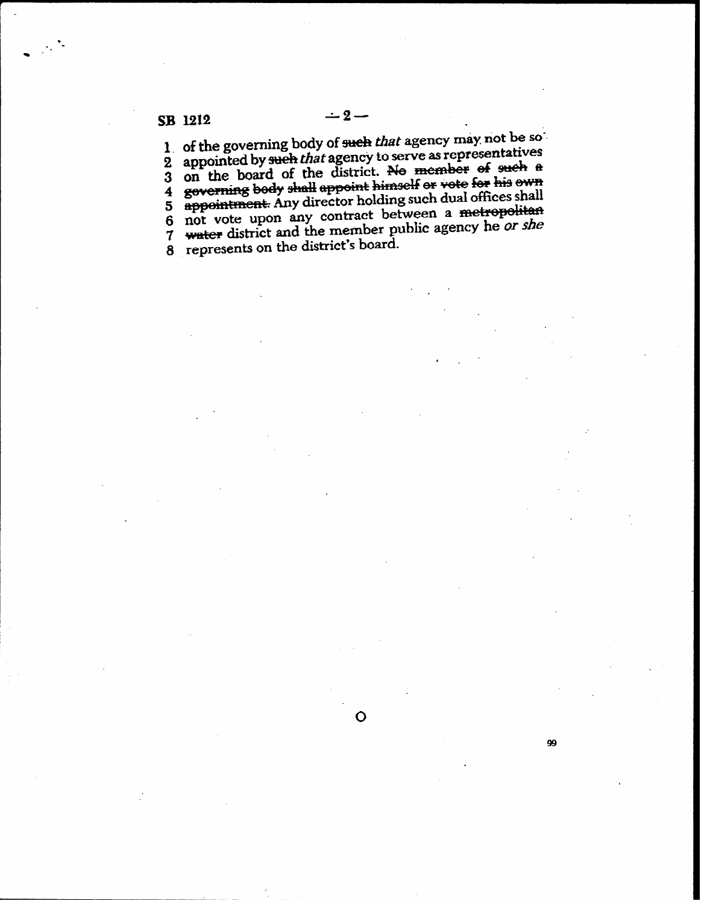1 of the governing body of ~~such~~ *that* agency may not be so
2 appointed by ~~such~~ *that* agency to serve as representatives
3 on the board of the district. ~~No member of such a~~
4 ~~governing body shall appoint himself or vote for his own~~
5 ~~appointment.~~ Any director holding such dual offices shall
6 not vote upon any contract between a ~~metropolitan~~
7 ~~water~~ district and the member public agency he *or she*
8 represents on the district's board.

O